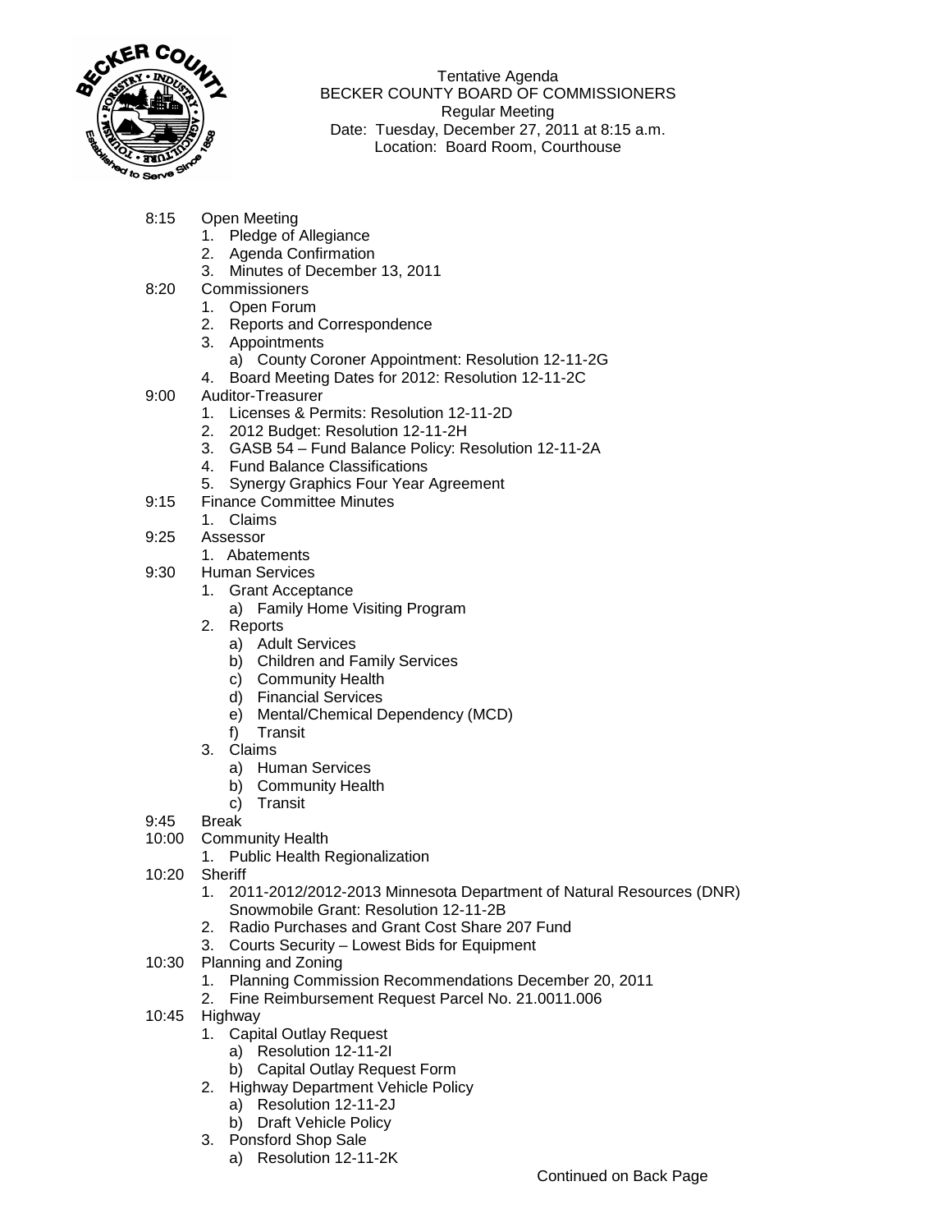Tentative Agenda
BECKER COUNTY BOARD OF COMMISSIONERS
Regular Meeting
Date: Tuesday, December 27, 2011 at 8:15 a.m.
Location: Board Room, Courthouse

- 8:15 Open Meeting
  1. Pledge of Allegiance
  2. Agenda Confirmation
  3. Minutes of December 13, 2011
- 8:20 Commissioners
  1. Open Forum
  2. Reports and Correspondence
  3. Appointments
     a) County Coroner Appointment: Resolution 12-11-2G
  4. Board Meeting Dates for 2012: Resolution 12-11-2C
- 9:00 Auditor-Treasurer
  1. Licenses & Permits: Resolution 12-11-2D
  2. 2012 Budget: Resolution 12-11-2H
  3. GASB 54 – Fund Balance Policy: Resolution 12-11-2A
  4. Fund Balance Classifications
  5. Synergy Graphics Four Year Agreement
- 9:15 Finance Committee Minutes
  1. Claims
- 9:25 Assessor
  1. Abatements
- 9:30 Human Services
  1. Grant Acceptance
     a) Family Home Visiting Program
  2. Reports
     a) Adult Services
     b) Children and Family Services
     c) Community Health
     d) Financial Services
     e) Mental/Chemical Dependency (MCD)
     f) Transit
  3. Claims
     a) Human Services
     b) Community Health
     c) Transit
- 9:45 Break
- 10:00 Community Health
  1. Public Health Regionalization
- 10:20 Sheriff
  1. 2011-2012/2012-2013 Minnesota Department of Natural Resources (DNR) Snowmobile Grant: Resolution 12-11-2B
  2. Radio Purchases and Grant Cost Share 207 Fund
  3. Courts Security – Lowest Bids for Equipment
- 10:30 Planning and Zoning
  1. Planning Commission Recommendations December 20, 2011
  2. Fine Reimbursement Request Parcel No. 21.0011.006
- 10:45 Highway
  1. Capital Outlay Request
     a) Resolution 12-11-2I
     b) Capital Outlay Request Form
  2. Highway Department Vehicle Policy
     a) Resolution 12-11-2J
     b) Draft Vehicle Policy
  3. Ponsford Shop Sale
     a) Resolution 12-11-2K

Continued on Back Page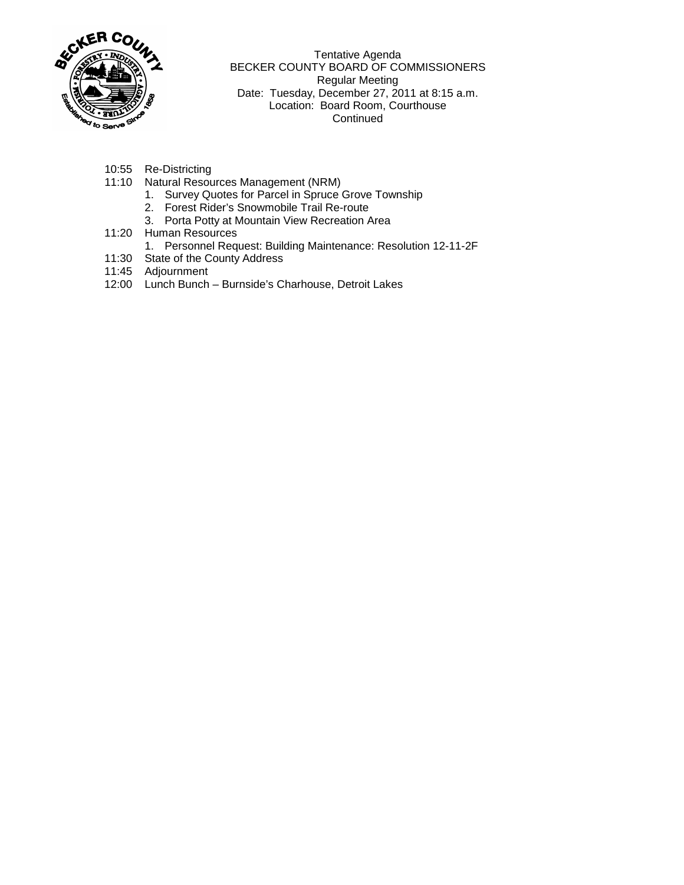Tentative Agenda
BECKER COUNTY BOARD OF COMMISSIONERS
Regular Meeting
Date: Tuesday, December 27, 2011 at 8:15 a.m.
Location: Board Room, Courthouse
Continued

- 10:55 Re-Districting
- 11:10 Natural Resources Management (NRM)
  1. Survey Quotes for Parcel in Spruce Grove Township
  2. Forest Rider's Snowmobile Trail Re-route
  3. Porta Potty at Mountain View Recreation Area
- 11:20 Human Resources
  1. Personnel Request: Building Maintenance: Resolution 12-11-2F
- 11:30 State of the County Address
- 11:45 Adjournment
- 12:00 Lunch Bunch – Burnside's Charhouse, Detroit Lakes